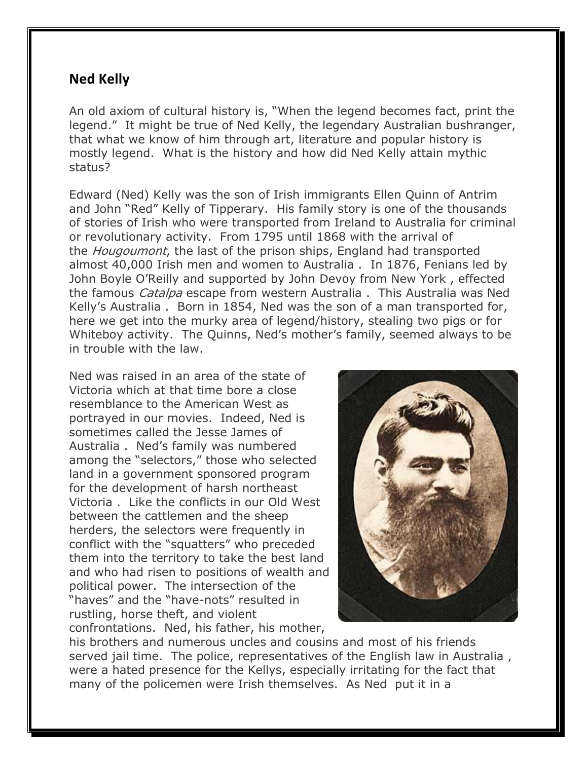## Ned Kelly

An old axiom of cultural history is, "When the legend becomes fact, print the legend." It might be true of Ned Kelly, the legendary Australian bushranger, that what we know of him through art, literature and popular history is mostly legend. What is the history and how did Ned Kelly attain mythic status?

Edward (Ned) Kelly was the son of Irish immigrants Ellen Quinn of Antrim and John "Red" Kelly of Tipperary. His family story is one of the thousands of stories of Irish who were transported from Ireland to Australia for criminal or revolutionary activity. From 1795 until 1868 with the arrival of the *Hougoumont*, the last of the prison ships, England had transported almost 40,000 Irish men and women to Australia . In 1876, Fenians led by John Boyle O'Reilly and supported by John Devoy from New York , effected the famous *Catalpa* escape from western Australia . This Australia was Ned Kelly's Australia . Born in 1854, Ned was the son of a man transported for, here we get into the murky area of legend/history, stealing two pigs or for Whiteboy activity. The Quinns, Ned's mother's family, seemed always to be in trouble with the law.

Ned was raised in an area of the state of Victoria which at that time bore a close resemblance to the American West as portrayed in our movies. Indeed, Ned is sometimes called the Jesse James of Australia . Ned's family was numbered among the "selectors," those who selected land in a government sponsored program for the development of harsh northeast Victoria . Like the conflicts in our Old West between the cattlemen and the sheep herders, the selectors were frequently in conflict with the "squatters" who preceded them into the territory to take the best land and who had risen to positions of wealth and political power. The intersection of the "haves" and the "have-nots" resulted in rustling, horse theft, and violent confrontations. Ned, his father, his mother, his brothers and numerous uncles and cousins and most of his friends served jail time. The police, representatives of the English law in Australia , were a hated presence for the Kellys, especially irritating for the fact that many of the policemen were Irish themselves. As Ned put it in a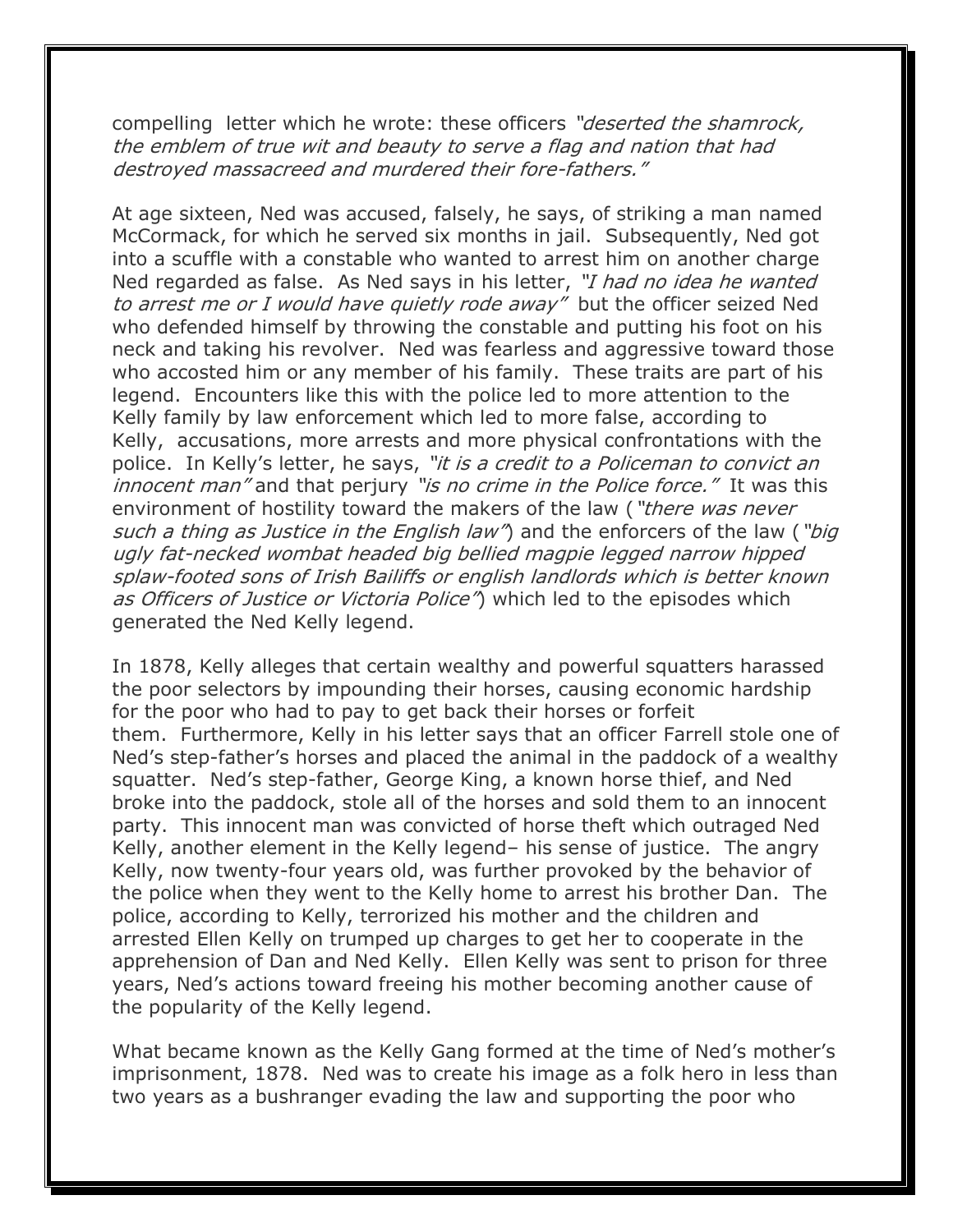compelling letter which he wrote: these officers *"deserted the shamrock, the emblem of true wit and beauty to serve a flag and nation that had destroyed massacreed and murdered their fore-fathers."*

At age sixteen, Ned was accused, falsely, he says, of striking a man named McCormack, for which he served six months in jail. Subsequently, Ned got into a scuffle with a constable who wanted to arrest him on another charge Ned regarded as false. As Ned says in his letter, *"I had no idea he wanted to arrest me or I would have quietly rode away"* but the officer seized Ned who defended himself by throwing the constable and putting his foot on his neck and taking his revolver. Ned was fearless and aggressive toward those who accosted him or any member of his family. These traits are part of his legend. Encounters like this with the police led to more attention to the Kelly family by law enforcement which led to more false, according to Kelly, accusations, more arrests and more physical confrontations with the police. In Kelly's letter, he says, *"it is a credit to a Policeman to convict an innocent man"* and that perjury *"is no crime in the Police force."* It was this environment of hostility toward the makers of the law (*"there was never such a thing as Justice in the English law"*) and the enforcers of the law (*"big ugly fat-necked wombat headed big bellied magpie legged narrow hipped splaw-footed sons of Irish Bailiffs or english landlords which is better known as Officers of Justice or Victoria Police"*) which led to the episodes which generated the Ned Kelly legend.

In 1878, Kelly alleges that certain wealthy and powerful squatters harassed the poor selectors by impounding their horses, causing economic hardship for the poor who had to pay to get back their horses or forfeit them. Furthermore, Kelly in his letter says that an officer Farrell stole one of Ned's step-father's horses and placed the animal in the paddock of a wealthy squatter. Ned's step-father, George King, a known horse thief, and Ned broke into the paddock, stole all of the horses and sold them to an innocent party. This innocent man was convicted of horse theft which outraged Ned Kelly, another element in the Kelly legend– his sense of justice. The angry Kelly, now twenty-four years old, was further provoked by the behavior of the police when they went to the Kelly home to arrest his brother Dan. The police, according to Kelly, terrorized his mother and the children and arrested Ellen Kelly on trumped up charges to get her to cooperate in the apprehension of Dan and Ned Kelly. Ellen Kelly was sent to prison for three years, Ned's actions toward freeing his mother becoming another cause of the popularity of the Kelly legend.

What became known as the Kelly Gang formed at the time of Ned's mother's imprisonment, 1878. Ned was to create his image as a folk hero in less than two years as a bushranger evading the law and supporting the poor who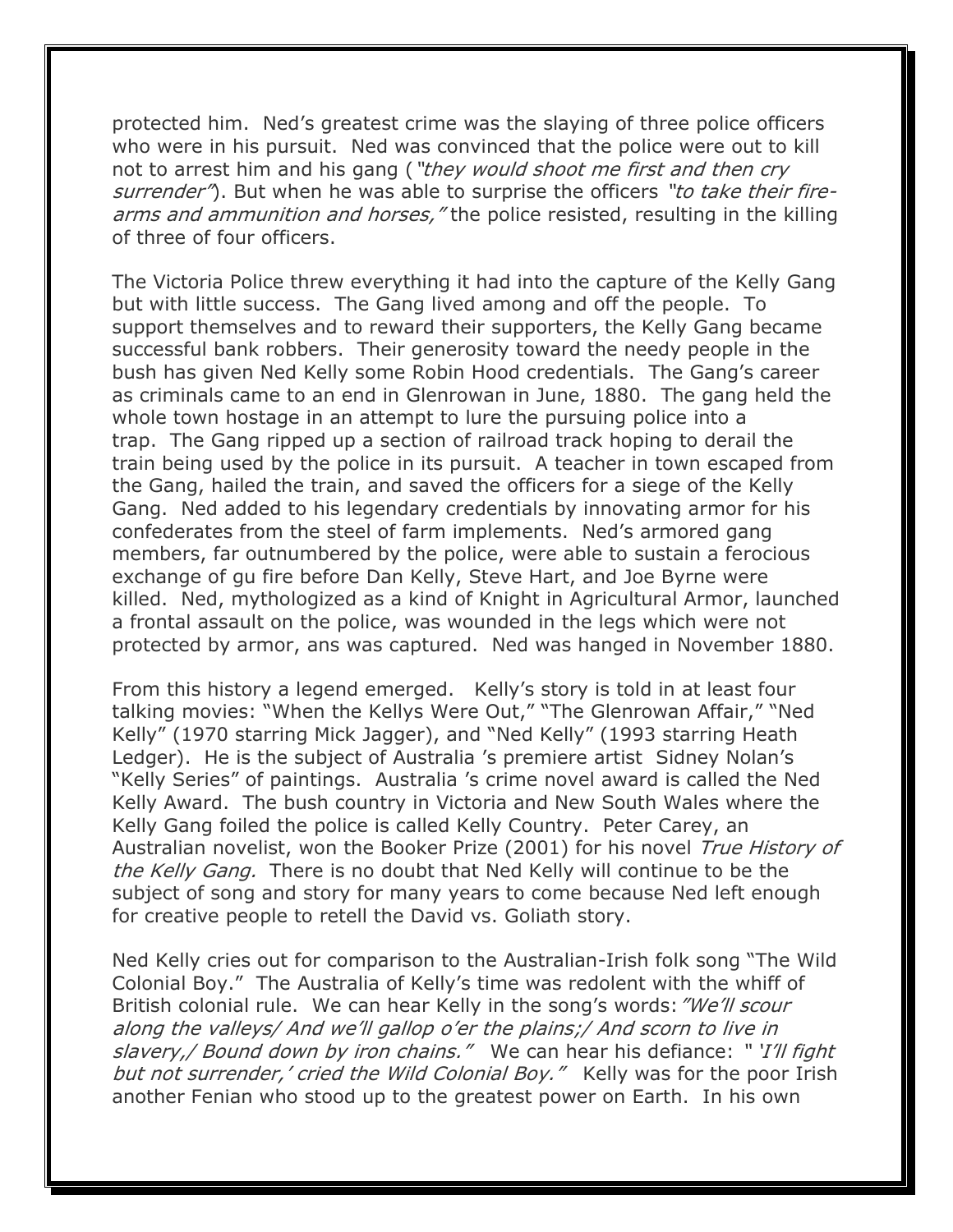protected him. Ned's greatest crime was the slaying of three police officers who were in his pursuit. Ned was convinced that the police were out to kill not to arrest him and his gang (*"they would shoot me first and then cry surrender"*). But when he was able to surprise the officers *"to take their fire-arms and ammunition and horses,"* the police resisted, resulting in the killing of three of four officers.

The Victoria Police threw everything it had into the capture of the Kelly Gang but with little success. The Gang lived among and off the people. To support themselves and to reward their supporters, the Kelly Gang became successful bank robbers. Their generosity toward the needy people in the bush has given Ned Kelly some Robin Hood credentials. The Gang's career as criminals came to an end in Glenrowan in June, 1880. The gang held the whole town hostage in an attempt to lure the pursuing police into a trap. The Gang ripped up a section of railroad track hoping to derail the train being used by the police in its pursuit. A teacher in town escaped from the Gang, hailed the train, and saved the officers for a siege of the Kelly Gang. Ned added to his legendary credentials by innovating armor for his confederates from the steel of farm implements. Ned's armored gang members, far outnumbered by the police, were able to sustain a ferocious exchange of gu fire before Dan Kelly, Steve Hart, and Joe Byrne were killed. Ned, mythologized as a kind of Knight in Agricultural Armor, launched a frontal assault on the police, was wounded in the legs which were not protected by armor, ans was captured. Ned was hanged in November 1880.

From this history a legend emerged. Kelly's story is told in at least four talking movies: "When the Kellys Were Out," "The Glenrowan Affair," "Ned Kelly" (1970 starring Mick Jagger), and "Ned Kelly" (1993 starring Heath Ledger). He is the subject of Australia 's premiere artist Sidney Nolan's "Kelly Series" of paintings. Australia 's crime novel award is called the Ned Kelly Award. The bush country in Victoria and New South Wales where the Kelly Gang foiled the police is called Kelly Country. Peter Carey, an Australian novelist, won the Booker Prize (2001) for his novel *True History of the Kelly Gang.* There is no doubt that Ned Kelly will continue to be the subject of song and story for many years to come because Ned left enough for creative people to retell the David vs. Goliath story.

Ned Kelly cries out for comparison to the Australian-Irish folk song "The Wild Colonial Boy." The Australia of Kelly's time was redolent with the whiff of British colonial rule. We can hear Kelly in the song's words: *"We'll scour along the valleys/ And we'll gallop o'er the plains;/ And scorn to live in slavery,/ Bound down by iron chains."* We can hear his defiance: " *'I'll fight but not surrender,' cried the Wild Colonial Boy."* Kelly was for the poor Irish another Fenian who stood up to the greatest power on Earth. In his own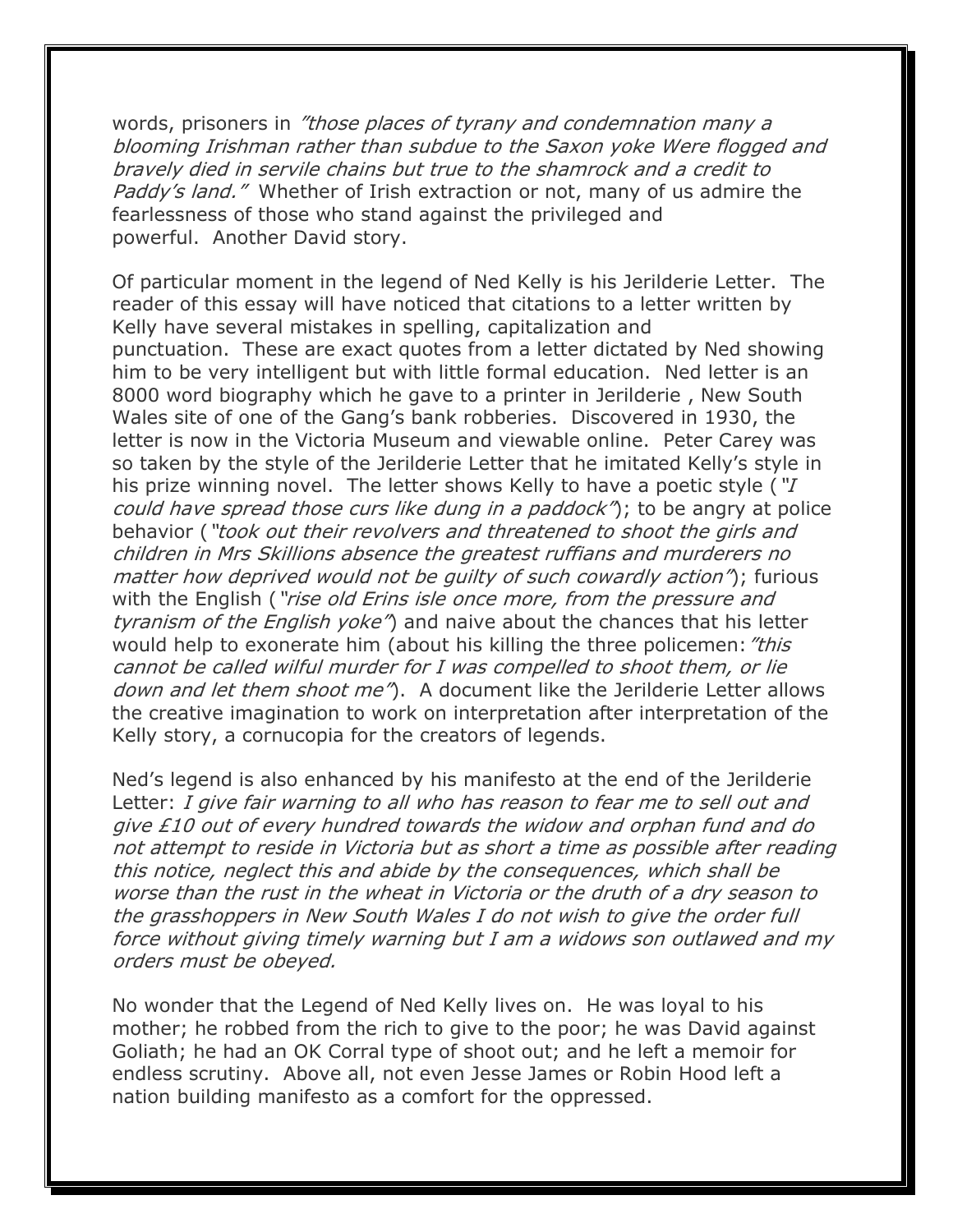words, prisoners in *"those places of tyrany and condemnation many a blooming Irishman rather than subdue to the Saxon yoke Were flogged and bravely died in servile chains but true to the shamrock and a credit to Paddy's land."* Whether of Irish extraction or not, many of us admire the fearlessness of those who stand against the privileged and powerful. Another David story.

Of particular moment in the legend of Ned Kelly is his Jerilderie Letter. The reader of this essay will have noticed that citations to a letter written by Kelly have several mistakes in spelling, capitalization and punctuation. These are exact quotes from a letter dictated by Ned showing him to be very intelligent but with little formal education. Ned letter is an 8000 word biography which he gave to a printer in Jerilderie , New South Wales site of one of the Gang's bank robberies. Discovered in 1930, the letter is now in the Victoria Museum and viewable online. Peter Carey was so taken by the style of the Jerilderie Letter that he imitated Kelly's style in his prize winning novel. The letter shows Kelly to have a poetic style ( *"I could have spread those curs like dung in a paddock"*); to be angry at police behavior ( *"took out their revolvers and threatened to shoot the girls and children in Mrs Skillions absence the greatest ruffians and murderers no matter how deprived would not be guilty of such cowardly action"*); furious with the English ( *"rise old Erins isle once more, from the pressure and tyranism of the English yoke"*) and naive about the chances that his letter would help to exonerate him (about his killing the three policemen: *"this cannot be called wilful murder for I was compelled to shoot them, or lie down and let them shoot me"*). A document like the Jerilderie Letter allows the creative imagination to work on interpretation after interpretation of the Kelly story, a cornucopia for the creators of legends.

Ned's legend is also enhanced by his manifesto at the end of the Jerilderie Letter: *I give fair warning to all who has reason to fear me to sell out and give £10 out of every hundred towards the widow and orphan fund and do not attempt to reside in Victoria but as short a time as possible after reading this notice, neglect this and abide by the consequences, which shall be worse than the rust in the wheat in Victoria or the druth of a dry season to the grasshoppers in New South Wales I do not wish to give the order full force without giving timely warning but I am a widows son outlawed and my orders must be obeyed.*

No wonder that the Legend of Ned Kelly lives on. He was loyal to his mother; he robbed from the rich to give to the poor; he was David against Goliath; he had an OK Corral type of shoot out; and he left a memoir for endless scrutiny. Above all, not even Jesse James or Robin Hood left a nation building manifesto as a comfort for the oppressed.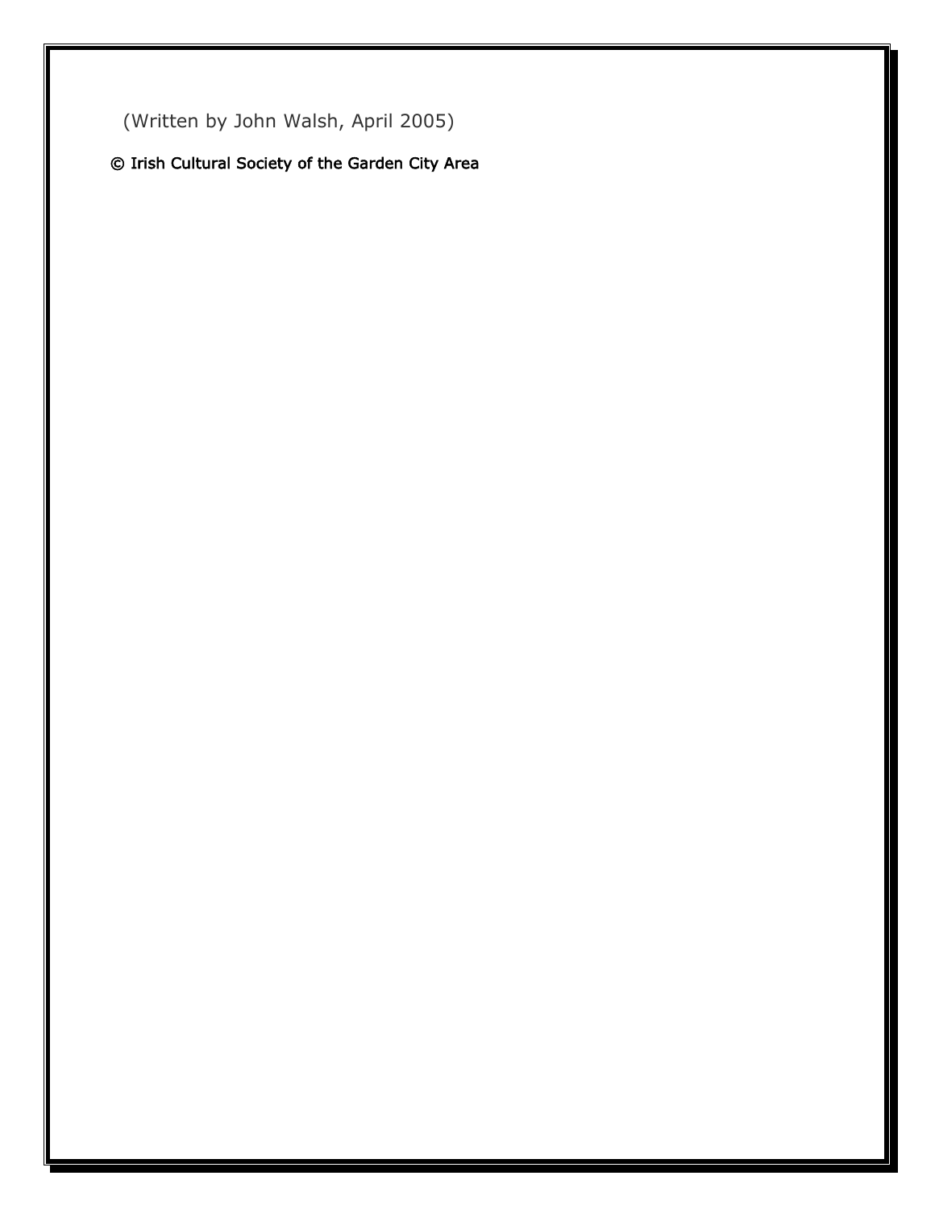(Written by John Walsh, April 2005)

© Irish Cultural Society of the Garden City Area